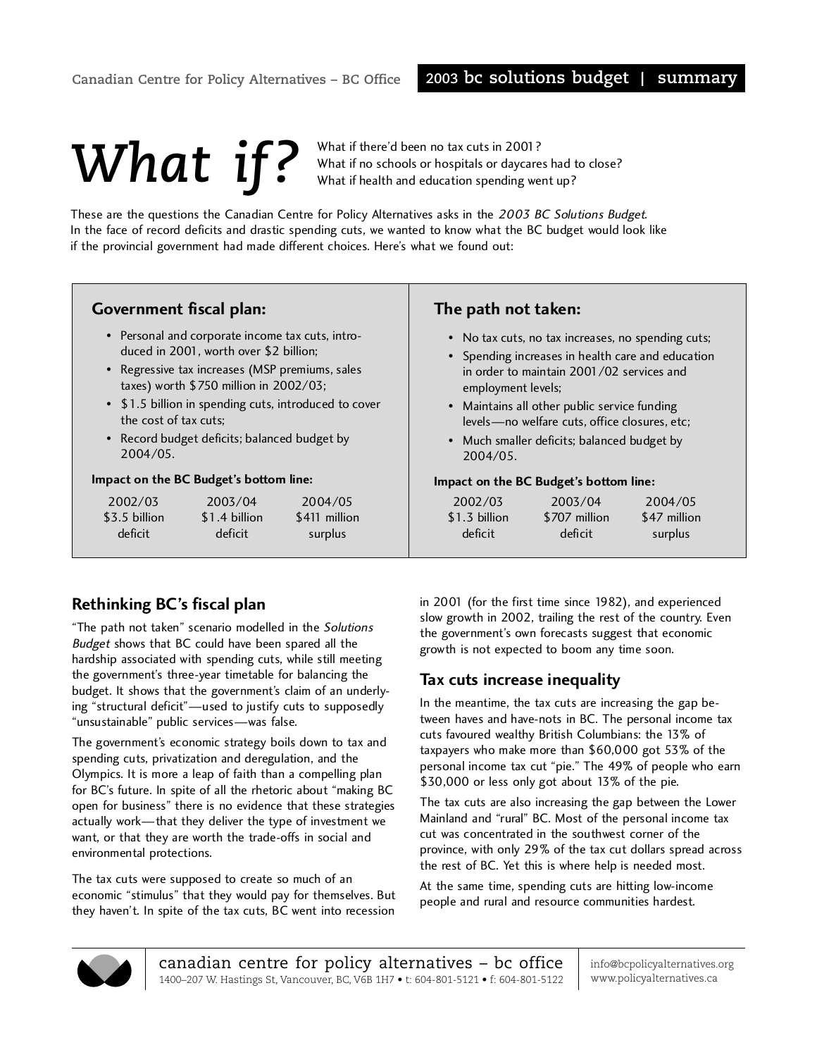# What if?

What if there'd been no tax cuts in 2001?
What if no schools or hospitals or daycares had to close?
What if health and education spending went up?

These are the questions the Canadian Centre for Policy Alternatives asks in the *2003 BC Solutions Budget*. In the face of record deficits and drastic spending cuts, we wanted to know what the BC budget would look like if the provincial government had made different choices. Here's what we found out:

### Government fiscal plan:

- Personal and corporate income tax cuts, introduced in 2001, worth over $2 billion;
- Regressive tax increases (MSP premiums, sales taxes) worth $750 million in 2002/03;
- $1.5 billion in spending cuts, introduced to cover the cost of tax cuts;
- Record budget deficits; balanced budget by 2004/05.

**Impact on the BC Budget's bottom line:**

| 2002/03 | 2003/04 | 2004/05 |
|---|---|---|
| $3.5 billion deficit | $1.4 billion deficit | $411 million surplus |

### The path not taken:

- No tax cuts, no tax increases, no spending cuts;
- Spending increases in health care and education in order to maintain 2001/02 services and employment levels;
- Maintains all other public service funding levels—no welfare cuts, office closures, etc;
- Much smaller deficits; balanced budget by 2004/05.

**Impact on the BC Budget's bottom line:**

| 2002/03 | 2003/04 | 2004/05 |
|---|---|---|
| $1.3 billion deficit | $707 million deficit | $47 million surplus |

## Rethinking BC's fiscal plan

"The path not taken" scenario modelled in the *Solutions Budget* shows that BC could have been spared all the hardship associated with spending cuts, while still meeting the government's three-year timetable for balancing the budget. It shows that the government's claim of an underlying "structural deficit"—used to justify cuts to supposedly "unsustainable" public services—was false.

The government's economic strategy boils down to tax and spending cuts, privatization and deregulation, and the Olympics. It is more a leap of faith than a compelling plan for BC's future. In spite of all the rhetoric about "making BC open for business" there is no evidence that these strategies actually work—that they deliver the type of investment we want, or that they are worth the trade-offs in social and environmental protections.

The tax cuts were supposed to create so much of an economic "stimulus" that they would pay for themselves. But they haven't. In spite of the tax cuts, BC went into recession in 2001 (for the first time since 1982), and experienced slow growth in 2002, trailing the rest of the country. Even the government's own forecasts suggest that economic growth is not expected to boom any time soon.

## Tax cuts increase inequality

In the meantime, the tax cuts are increasing the gap between haves and have-nots in BC. The personal income tax cuts favoured wealthy British Columbians: the 13% of taxpayers who make more than $60,000 got 53% of the personal income tax cut "pie." The 49% of people who earn $30,000 or less only got about 13% of the pie.

The tax cuts are also increasing the gap between the Lower Mainland and "rural" BC. Most of the personal income tax cut was concentrated in the southwest corner of the province, with only 29% of the tax cut dollars spread across the rest of BC. Yet this is where help is needed most.

At the same time, spending cuts are hitting low-income people and rural and resource communities hardest.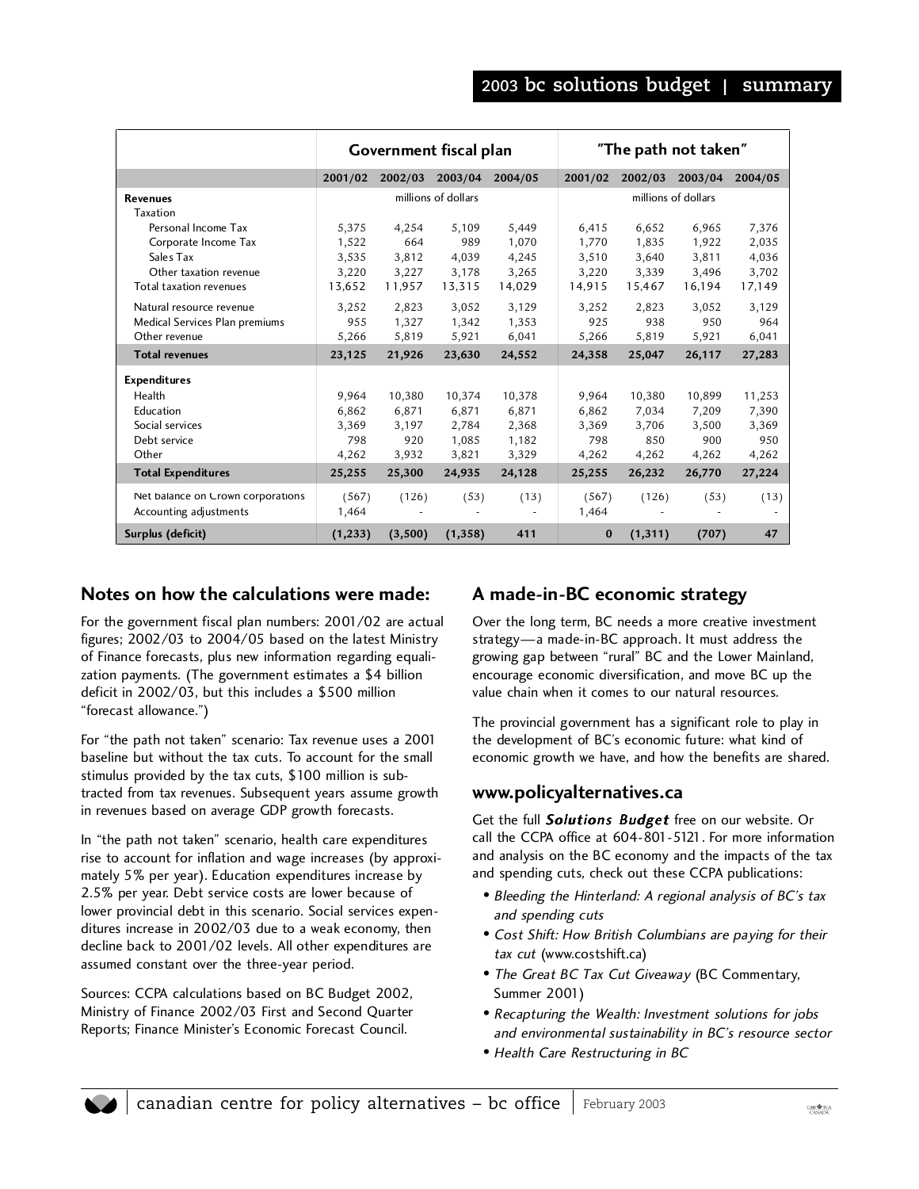| | Government fiscal plan | | | | "The path not taken" | | | |
|---|---|---|---|---|---|---|---|---|
| | 2001/02 | 2002/03 | 2003/04 | 2004/05 | 2001/02 | 2002/03 | 2003/04 | 2004/05 |
| **Revenues** | millions of dollars | | | | millions of dollars | | | |
| Taxation | | | | | | | | |
| Personal Income Tax | 5,375 | 4,254 | 5,109 | 5,449 | 6,415 | 6,652 | 6,965 | 7,376 |
| Corporate Income Tax | 1,522 | 664 | 989 | 1,070 | 1,770 | 1,835 | 1,922 | 2,035 |
| Sales Tax | 3,535 | 3,812 | 4,039 | 4,245 | 3,510 | 3,640 | 3,811 | 4,036 |
| Other taxation revenue | 3,220 | 3,227 | 3,178 | 3,265 | 3,220 | 3,339 | 3,496 | 3,702 |
| Total taxation revenues | 13,652 | 11,957 | 13,315 | 14,029 | 14,915 | 15,467 | 16,194 | 17,149 |
| Natural resource revenue | 3,252 | 2,823 | 3,052 | 3,129 | 3,252 | 2,823 | 3,052 | 3,129 |
| Medical Services Plan premiums | 955 | 1,327 | 1,342 | 1,353 | 925 | 938 | 950 | 964 |
| Other revenue | 5,266 | 5,819 | 5,921 | 6,041 | 5,266 | 5,819 | 5,921 | 6,041 |
| **Total revenues** | **23,125** | **21,926** | **23,630** | **24,552** | **24,358** | **25,047** | **26,117** | **27,283** |
| **Expenditures** | | | | | | | | |
| Health | 9,964 | 10,380 | 10,374 | 10,378 | 9,964 | 10,380 | 10,899 | 11,253 |
| Education | 6,862 | 6,871 | 6,871 | 6,871 | 6,862 | 7,034 | 7,209 | 7,390 |
| Social services | 3,369 | 3,197 | 2,784 | 2,368 | 3,369 | 3,706 | 3,500 | 3,369 |
| Debt service | 798 | 920 | 1,085 | 1,182 | 798 | 850 | 900 | 950 |
| Other | 4,262 | 3,932 | 3,821 | 3,329 | 4,262 | 4,262 | 4,262 | 4,262 |
| **Total Expenditures** | **25,255** | **25,300** | **24,935** | **24,128** | **25,255** | **26,232** | **26,770** | **27,224** |
| Net balance on Crown corporations | (567) | (126) | (53) | (13) | (567) | (126) | (53) | (13) |
| Accounting adjustments | 1,464 | - | - | - | 1,464 | - | - | - |
| **Surplus (deficit)** | **(1,233)** | **(3,500)** | **(1,358)** | **411** | **0** | **(1,311)** | **(707)** | **47** |

## Notes on how the calculations were made:

For the government fiscal plan numbers: 2001/02 are actual figures; 2002/03 to 2004/05 based on the latest Ministry of Finance forecasts, plus new information regarding equalization payments. (The government estimates a $4 billion deficit in 2002/03, but this includes a $500 million "forecast allowance.")

For "the path not taken" scenario: Tax revenue uses a 2001 baseline but without the tax cuts. To account for the small stimulus provided by the tax cuts, $100 million is subtracted from tax revenues. Subsequent years assume growth in revenues based on average GDP growth forecasts.

In "the path not taken" scenario, health care expenditures rise to account for inflation and wage increases (by approximately 5% per year). Education expenditures increase by 2.5% per year. Debt service costs are lower because of lower provincial debt in this scenario. Social services expenditures increase in 2002/03 due to a weak economy, then decline back to 2001/02 levels. All other expenditures are assumed constant over the three-year period.

Sources: CCPA calculations based on BC Budget 2002, Ministry of Finance 2002/03 First and Second Quarter Reports; Finance Minister's Economic Forecast Council.

## A made-in-BC economic strategy

Over the long term, BC needs a more creative investment strategy—a made-in-BC approach. It must address the growing gap between "rural" BC and the Lower Mainland, encourage economic diversification, and move BC up the value chain when it comes to our natural resources.

The provincial government has a significant role to play in the development of BC's economic future: what kind of economic growth we have, and how the benefits are shared.

## www.policyalternatives.ca

Get the full ***Solutions Budget*** free on our website. Or call the CCPA office at 604-801-5121. For more information and analysis on the BC economy and the impacts of the tax and spending cuts, check out these CCPA publications:

- *Bleeding the Hinterland: A regional analysis of BC's tax and spending cuts*
- *Cost Shift: How British Columbians are paying for their tax cut* (www.costshift.ca)
- *The Great BC Tax Cut Giveaway* (BC Commentary, Summer 2001)
- *Recapturing the Wealth: Investment solutions for jobs and environmental sustainability in BC's resource sector*
- *Health Care Restructuring in BC*